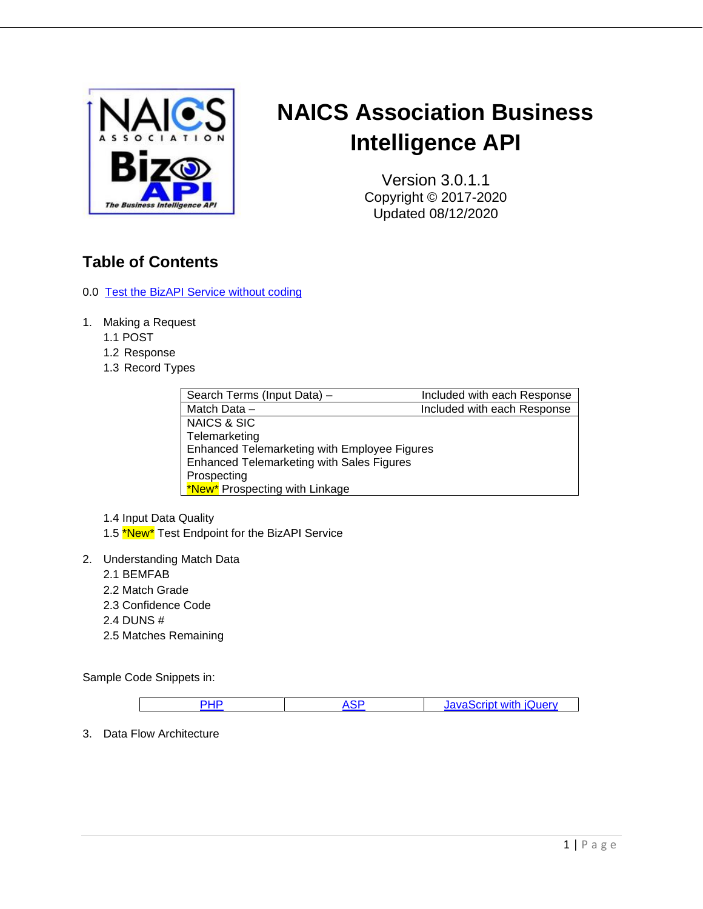# NAICS Association Business Intelligence API

Version 3.0.1.1
Copyright © 2017-2020
Updated 08/12/2020

## Table of Contents

0.0 Test the BizAPI Service without coding

1. Making a Request
   - 1.1 POST
   - 1.2 Response
   - 1.3 Record Types

| | |
|---|---|
| Search Terms (Input Data) – | Included with each Response |
| Match Data – | Included with each Response |
| NAICS & SIC<br>Telemarketing<br>Enhanced Telemarketing with Employee Figures<br>Enhanced Telemarketing with Sales Figures<br>Prospecting<br>*New* Prospecting with Linkage | |

   - 1.4 Input Data Quality
   - 1.5 *New* Test Endpoint for the BizAPI Service

2. Understanding Match Data
   - 2.1 BEMFAB
   - 2.2 Match Grade
   - 2.3 Confidence Code
   - 2.4 DUNS #
   - 2.5 Matches Remaining

Sample Code Snippets in:

| PHP | ASP | JavaScript with jQuery |
|---|---|---|

3. Data Flow Architecture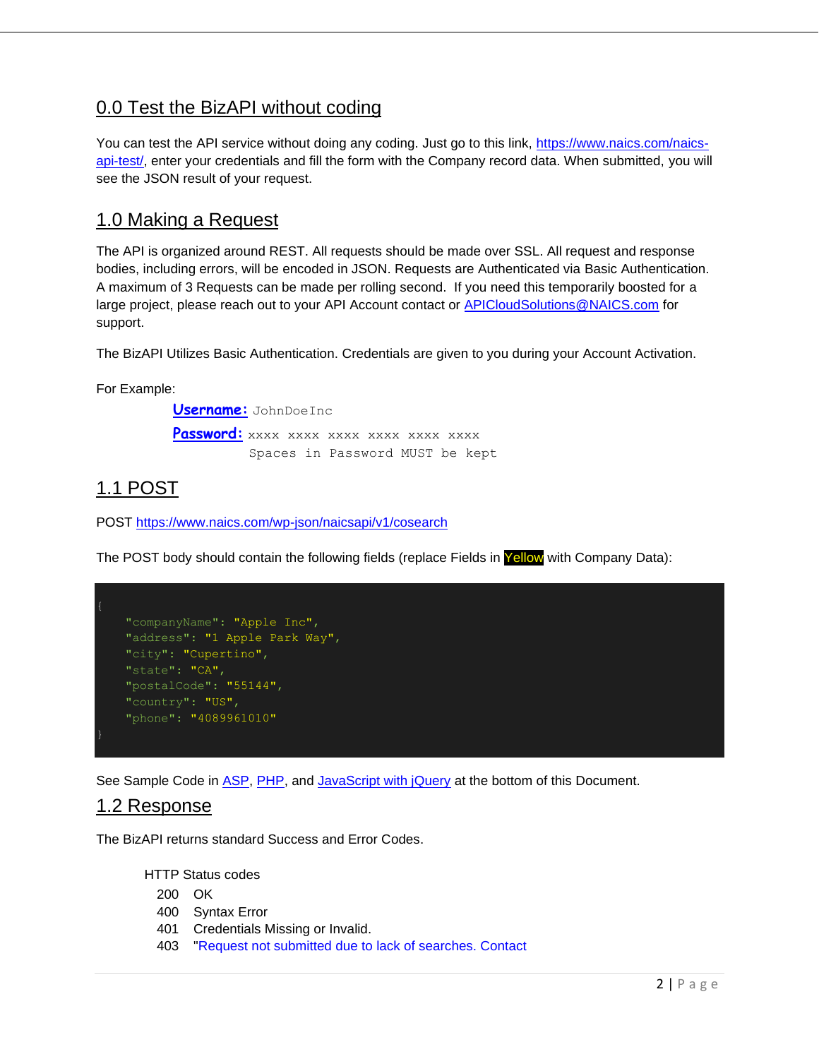## 0.0 Test the BizAPI without coding

You can test the API service without doing any coding. Just go to this link, https://www.naics.com/naics-api-test/, enter your credentials and fill the form with the Company record data. When submitted, you will see the JSON result of your request.

## 1.0 Making a Request

The API is organized around REST. All requests should be made over SSL. All request and response bodies, including errors, will be encoded in JSON. Requests are Authenticated via Basic Authentication. A maximum of 3 Requests can be made per rolling second. If you need this temporarily boosted for a large project, please reach out to your API Account contact or APICloudSolutions@NAICS.com for support.

The BizAPI Utilizes Basic Authentication. Credentials are given to you during your Account Activation.

For Example:

**Username:** JohnDoeInc

**Password:** xxxx xxxx xxxx xxxx xxxx xxxx
Spaces in Password MUST be kept

## 1.1 POST

POST https://www.naics.com/wp-json/naicsapi/v1/cosearch

The POST body should contain the following fields (replace Fields in Yellow with Company Data):

```
{
    "companyName": "Apple Inc",
    "address": "1 Apple Park Way",
    "city": "Cupertino",
    "state": "CA",
    "postalCode": "55144",
    "country": "US",
    "phone": "4089961010"
}
```

See Sample Code in ASP, PHP, and JavaScript with jQuery at the bottom of this Document.

## 1.2 Response

The BizAPI returns standard Success and Error Codes.

HTTP Status codes

- 200 OK
- 400 Syntax Error
- 401 Credentials Missing or Invalid.
- 403 "Request not submitted due to lack of searches. Contact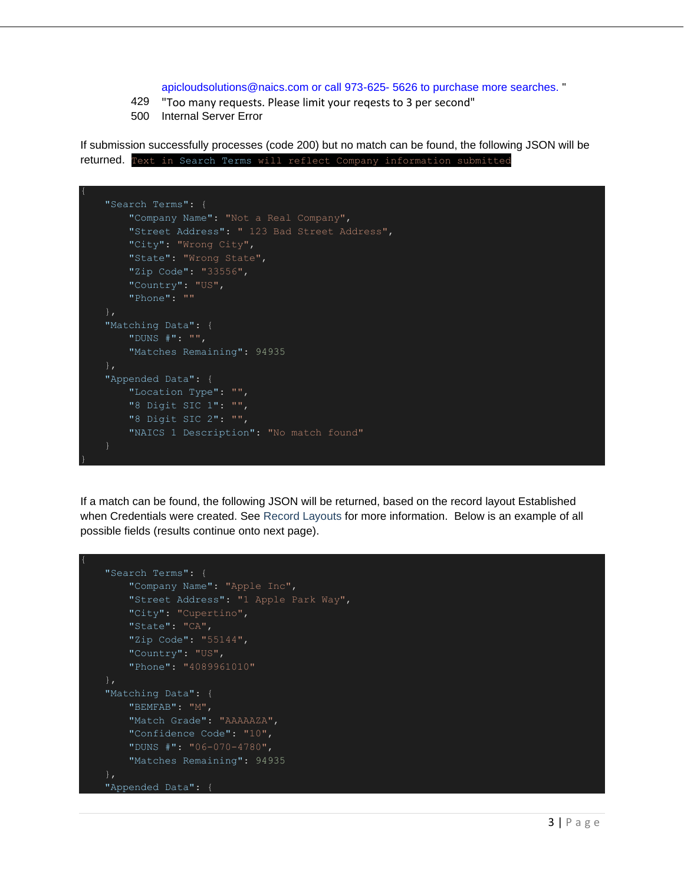apicloudsolutions@naics.com or call 973-625- 5626 to purchase more searches. "

429  "Too many requests. Please limit your reqests to 3 per second"

500  Internal Server Error

If submission successfully processes (code 200) but no match can be found, the following JSON will be returned. `Text in Search Terms will reflect Company information submitted`

```
{
    "Search Terms": {
        "Company Name": "Not a Real Company",
        "Street Address": " 123 Bad Street Address",
        "City": "Wrong City",
        "State": "Wrong State",
        "Zip Code": "33556",
        "Country": "US",
        "Phone": ""
    },
    "Matching Data": {
        "DUNS #": "",
        "Matches Remaining": 94935
    },
    "Appended Data": {
        "Location Type": "",
        "8 Digit SIC 1": "",
        "8 Digit SIC 2": "",
        "NAICS 1 Description": "No match found"
    }
}
```

If a match can be found, the following JSON will be returned, based on the record layout Established when Credentials were created. See Record Layouts for more information. Below is an example of all possible fields (results continue onto next page).

```
{
    "Search Terms": {
        "Company Name": "Apple Inc",
        "Street Address": "1 Apple Park Way",
        "City": "Cupertino",
        "State": "CA",
        "Zip Code": "55144",
        "Country": "US",
        "Phone": "4089961010"
    },
    "Matching Data": {
        "BEMFAB": "M",
        "Match Grade": "AAAAAZA",
        "Confidence Code": "10",
        "DUNS #": "06-070-4780",
        "Matches Remaining": 94935
    },
    "Appended Data": {
```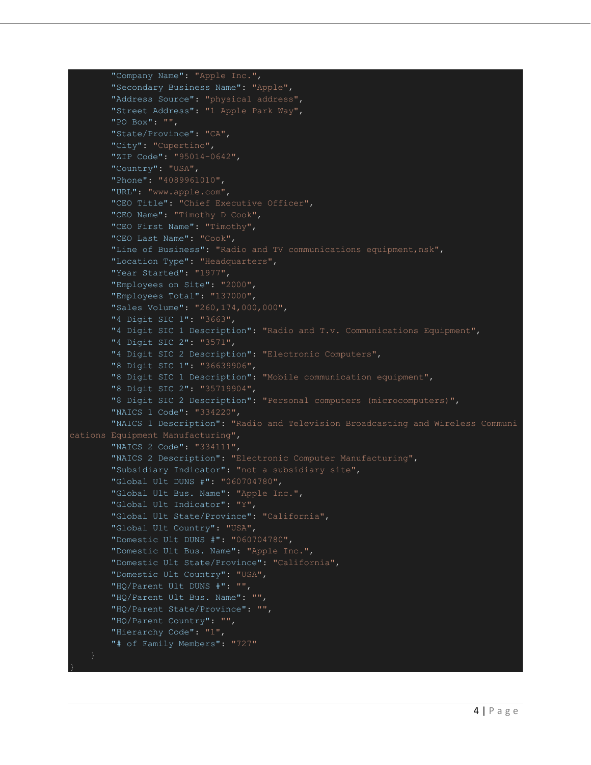```
        "Company Name": "Apple Inc.",
        "Secondary Business Name": "Apple",
        "Address Source": "physical address",
        "Street Address": "1 Apple Park Way",
        "PO Box": "",
        "State/Province": "CA",
        "City": "Cupertino",
        "ZIP Code": "95014-0642",
        "Country": "USA",
        "Phone": "4089961010",
        "URL": "www.apple.com",
        "CEO Title": "Chief Executive Officer",
        "CEO Name": "Timothy D Cook",
        "CEO First Name": "Timothy",
        "CEO Last Name": "Cook",
        "Line of Business": "Radio and TV communications equipment,nsk",
        "Location Type": "Headquarters",
        "Year Started": "1977",
        "Employees on Site": "2000",
        "Employees Total": "137000",
        "Sales Volume": "260,174,000,000",
        "4 Digit SIC 1": "3663",
        "4 Digit SIC 1 Description": "Radio and T.v. Communications Equipment",
        "4 Digit SIC 2": "3571",
        "4 Digit SIC 2 Description": "Electronic Computers",
        "8 Digit SIC 1": "36639906",
        "8 Digit SIC 1 Description": "Mobile communication equipment",
        "8 Digit SIC 2": "35719904",
        "8 Digit SIC 2 Description": "Personal computers (microcomputers)",
        "NAICS 1 Code": "334220",
        "NAICS 1 Description": "Radio and Television Broadcasting and Wireless Communications Equipment Manufacturing",
        "NAICS 2 Code": "334111",
        "NAICS 2 Description": "Electronic Computer Manufacturing",
        "Subsidiary Indicator": "not a subsidiary site",
        "Global Ult DUNS #": "060704780",
        "Global Ult Bus. Name": "Apple Inc.",
        "Global Ult Indicator": "Y",
        "Global Ult State/Province": "California",
        "Global Ult Country": "USA",
        "Domestic Ult DUNS #": "060704780",
        "Domestic Ult Bus. Name": "Apple Inc.",
        "Domestic Ult State/Province": "California",
        "Domestic Ult Country": "USA",
        "HQ/Parent Ult DUNS #": "",
        "HQ/Parent Ult Bus. Name": "",
        "HQ/Parent State/Province": "",
        "HQ/Parent Country": "",
        "Hierarchy Code": "1",
        "# of Family Members": "727"
    }
}
```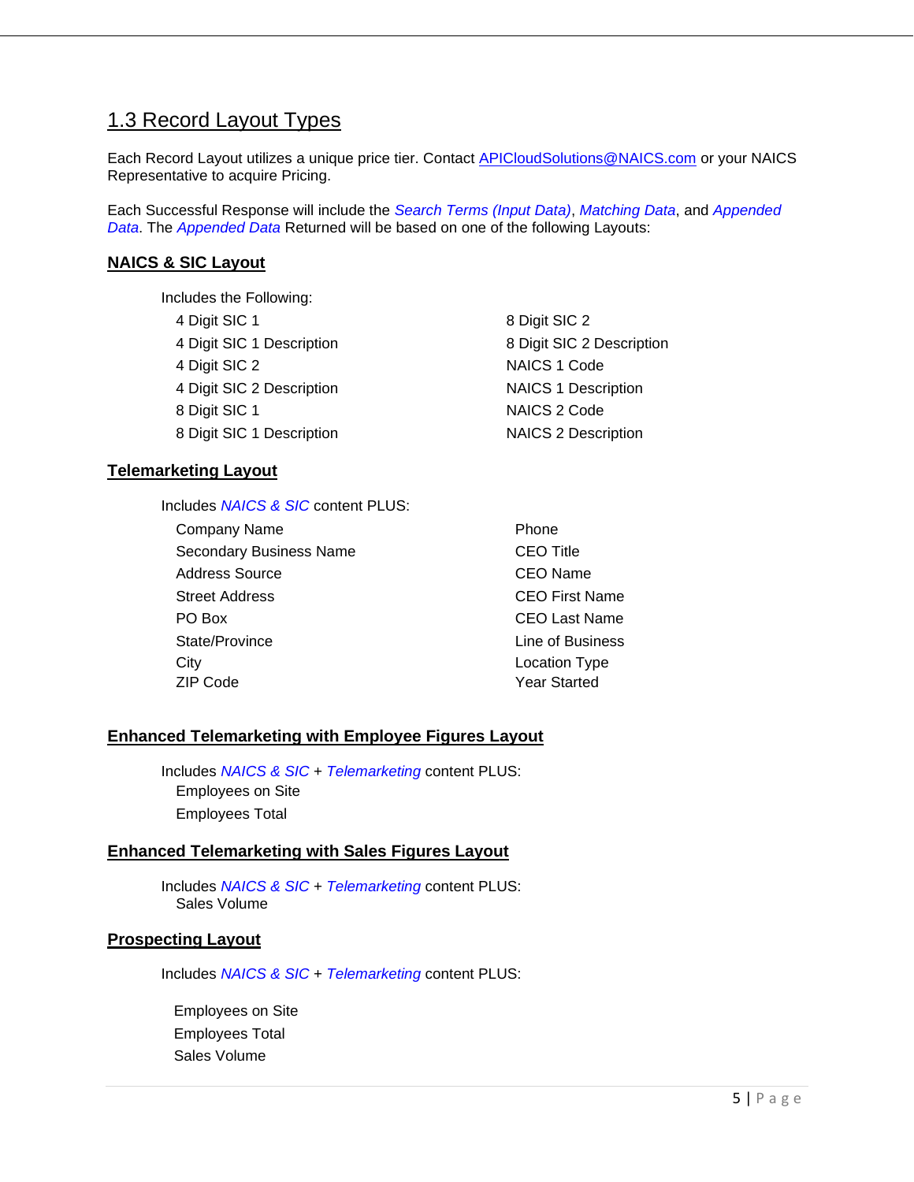## 1.3 Record Layout Types

Each Record Layout utilizes a unique price tier. Contact APICloudSolutions@NAICS.com or your NAICS Representative to acquire Pricing.

Each Successful Response will include the *Search Terms (Input Data)*, *Matching Data*, and *Appended Data*. The *Appended Data* Returned will be based on one of the following Layouts:

### NAICS & SIC Layout

Includes the Following:

- 4 Digit SIC 1
- 4 Digit SIC 1 Description
- 4 Digit SIC 2
- 4 Digit SIC 2 Description
- 8 Digit SIC 1
- 8 Digit SIC 1 Description
- 8 Digit SIC 2
- 8 Digit SIC 2 Description
- NAICS 1 Code
- NAICS 1 Description
- NAICS 2 Code
- NAICS 2 Description

### Telemarketing Layout

Includes *NAICS & SIC* content PLUS:

- Company Name
- Secondary Business Name
- Address Source
- Street Address
- PO Box
- State/Province
- City
- ZIP Code
- Phone
- CEO Title
- CEO Name
- CEO First Name
- CEO Last Name
- Line of Business
- Location Type
- Year Started

### Enhanced Telemarketing with Employee Figures Layout

Includes *NAICS & SIC* + *Telemarketing* content PLUS:

- Employees on Site
- Employees Total

### Enhanced Telemarketing with Sales Figures Layout

Includes *NAICS & SIC* + *Telemarketing* content PLUS:

- Sales Volume

### Prospecting Layout

Includes *NAICS & SIC* + *Telemarketing* content PLUS:

- Employees on Site
- Employees Total
- Sales Volume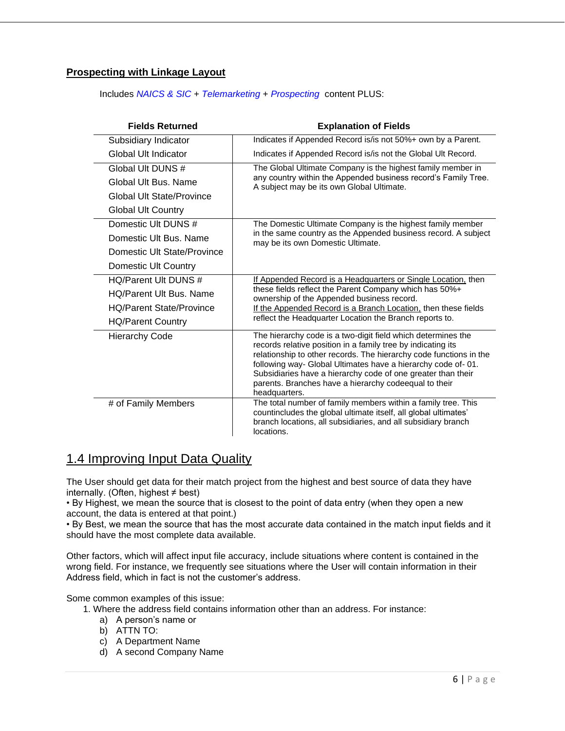**Prospecting with Linkage Layout**

Includes *NAICS & SIC* + *Telemarketing* + *Prospecting* content PLUS:

| Fields Returned | Explanation of Fields |
|---|---|
| Subsidiary Indicator | Indicates if Appended Record is/is not 50%+ own by a Parent. |
| Global Ult Indicator | Indicates if Appended Record is/is not the Global Ult Record. |
| Global Ult DUNS #<br>Global Ult Bus. Name<br>Global Ult State/Province<br>Global Ult Country | The Global Ultimate Company is the highest family member in any country within the Appended business record's Family Tree. A subject may be its own Global Ultimate. |
| Domestic Ult DUNS #<br>Domestic Ult Bus. Name<br>Domestic Ult State/Province<br>Domestic Ult Country | The Domestic Ultimate Company is the highest family member in the same country as the Appended business record. A subject may be its own Domestic Ultimate. |
| HQ/Parent Ult DUNS #<br>HQ/Parent Ult Bus. Name<br>HQ/Parent State/Province<br>HQ/Parent Country | If Appended Record is a Headquarters or Single Location, then these fields reflect the Parent Company which has 50%+ ownership of the Appended business record.<br>If the Appended Record is a Branch Location, then these fields reflect the Headquarter Location the Branch reports to. |
| Hierarchy Code | The hierarchy code is a two-digit field which determines the records relative position in a family tree by indicating its relationship to other records. The hierarchy code functions in the following way- Global Ultimates have a hierarchy code of- 01. Subsidiaries have a hierarchy code of one greater than their parents. Branches have a hierarchy codeequal to their headquarters. |
| # of Family Members | The total number of family members within a family tree. This countincludes the global ultimate itself, all global ultimates' branch locations, all subsidiaries, and all subsidiary branch locations. |

## 1.4 Improving Input Data Quality

The User should get data for their match project from the highest and best source of data they have internally. (Often, highest ≠ best)

- By Highest, we mean the source that is closest to the point of data entry (when they open a new account, the data is entered at that point.)
- By Best, we mean the source that has the most accurate data contained in the match input fields and it should have the most complete data available.

Other factors, which will affect input file accuracy, include situations where content is contained in the wrong field. For instance, we frequently see situations where the User will contain information in their Address field, which in fact is not the customer's address.

Some common examples of this issue:

1. Where the address field contains information other than an address. For instance:
   a) A person's name or
   b) ATTN TO:
   c) A Department Name
   d) A second Company Name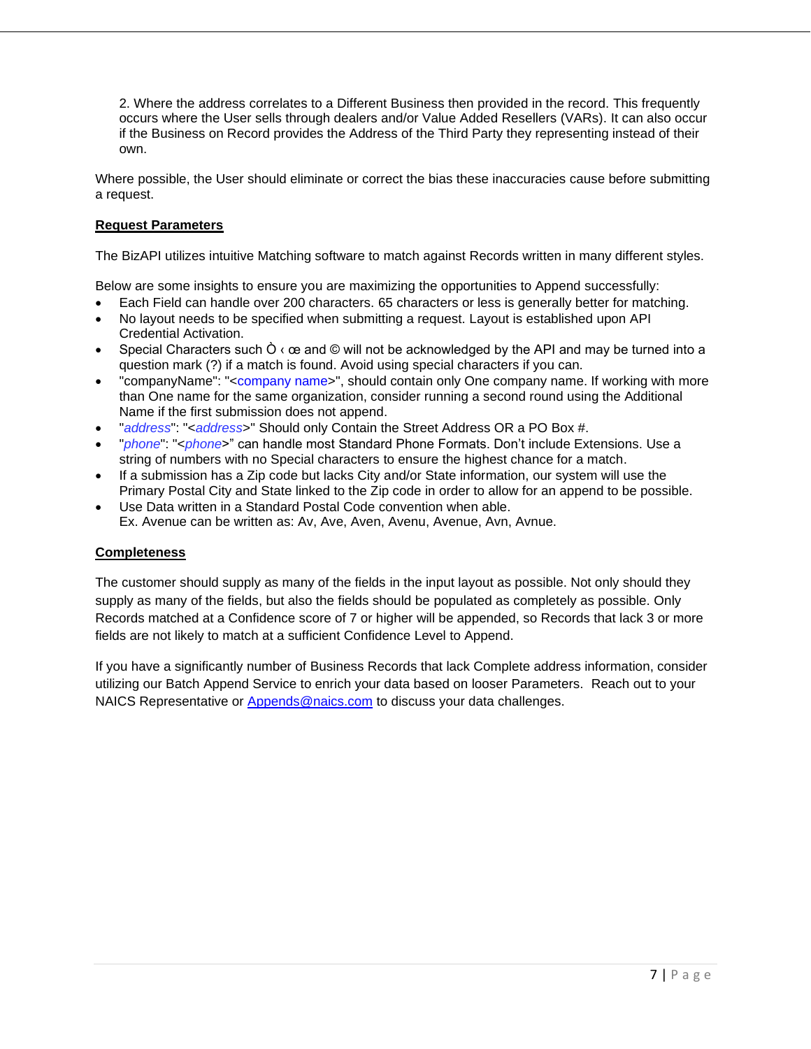2. Where the address correlates to a Different Business then provided in the record. This frequently occurs where the User sells through dealers and/or Value Added Resellers (VARs). It can also occur if the Business on Record provides the Address of the Third Party they representing instead of their own.

Where possible, the User should eliminate or correct the bias these inaccuracies cause before submitting a request.

**Request Parameters**

The BizAPI utilizes intuitive Matching software to match against Records written in many different styles.

Below are some insights to ensure you are maximizing the opportunities to Append successfully:

- Each Field can handle over 200 characters. 65 characters or less is generally better for matching.
- No layout needs to be specified when submitting a request. Layout is established upon API Credential Activation.
- Special Characters such Ò ‹ œ and © will not be acknowledged by the API and may be turned into a question mark (?) if a match is found. Avoid using special characters if you can.
- "companyName": "<company name>", should contain only One company name. If working with more than One name for the same organization, consider running a second round using the Additional Name if the first submission does not append.
- "*address*": "<*address*>" Should only Contain the Street Address OR a PO Box #.
- "*phone*": "<*phone*>" can handle most Standard Phone Formats. Don't include Extensions. Use a string of numbers with no Special characters to ensure the highest chance for a match.
- If a submission has a Zip code but lacks City and/or State information, our system will use the Primary Postal City and State linked to the Zip code in order to allow for an append to be possible.
- Use Data written in a Standard Postal Code convention when able.
  Ex. Avenue can be written as: Av, Ave, Aven, Avenu, Avenue, Avn, Avnue.

**Completeness**

The customer should supply as many of the fields in the input layout as possible. Not only should they supply as many of the fields, but also the fields should be populated as completely as possible. Only Records matched at a Confidence score of 7 or higher will be appended, so Records that lack 3 or more fields are not likely to match at a sufficient Confidence Level to Append.

If you have a significantly number of Business Records that lack Complete address information, consider utilizing our Batch Append Service to enrich your data based on looser Parameters. Reach out to your NAICS Representative or Appends@naics.com to discuss your data challenges.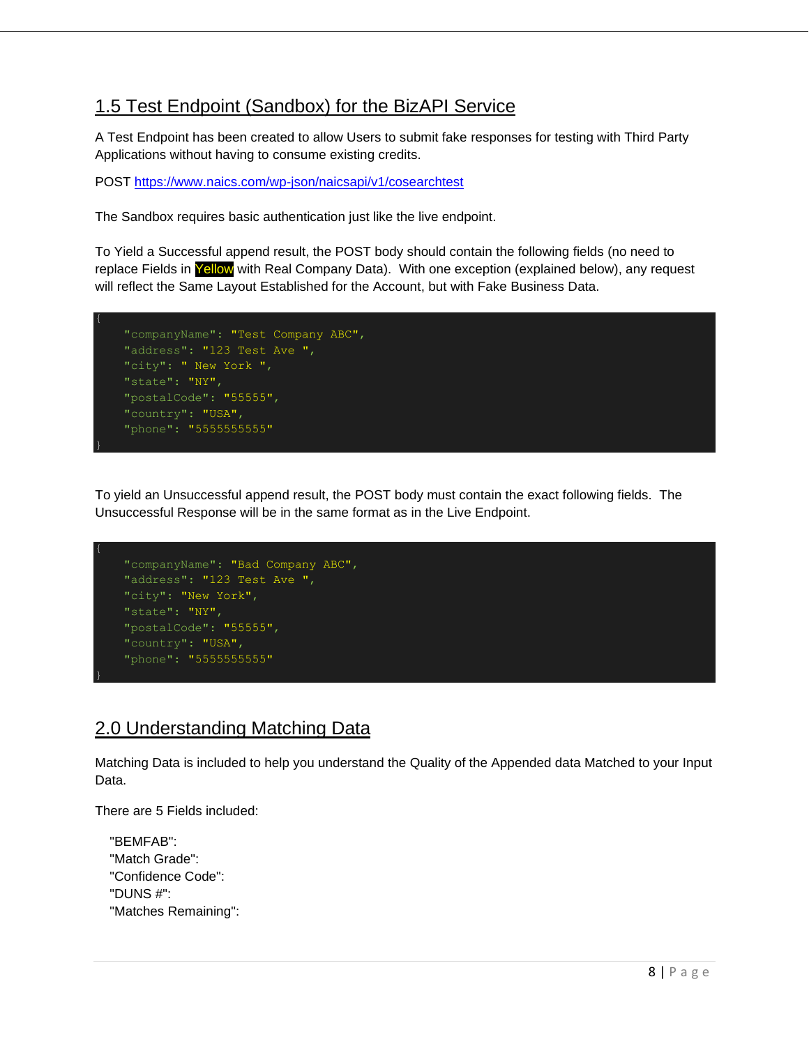## 1.5 Test Endpoint (Sandbox) for the BizAPI Service

A Test Endpoint has been created to allow Users to submit fake responses for testing with Third Party Applications without having to consume existing credits.

POST https://www.naics.com/wp-json/naicsapi/v1/cosearchtest

The Sandbox requires basic authentication just like the live endpoint.

To Yield a Successful append result, the POST body should contain the following fields (no need to replace Fields in Yellow with Real Company Data). With one exception (explained below), any request will reflect the Same Layout Established for the Account, but with Fake Business Data.

```
{
    "companyName": "Test Company ABC",
    "address": "123 Test Ave ",
    "city": " New York ",
    "state": "NY",
    "postalCode": "55555",
    "country": "USA",
    "phone": "5555555555"
}
```

To yield an Unsuccessful append result, the POST body must contain the exact following fields. The Unsuccessful Response will be in the same format as in the Live Endpoint.

```
{
    "companyName": "Bad Company ABC",
    "address": "123 Test Ave ",
    "city": "New York",
    "state": "NY",
    "postalCode": "55555",
    "country": "USA",
    "phone": "5555555555"
}
```

## 2.0 Understanding Matching Data

Matching Data is included to help you understand the Quality of the Appended data Matched to your Input Data.

There are 5 Fields included:

"BEMFAB":
"Match Grade":
"Confidence Code":
"DUNS #":
"Matches Remaining":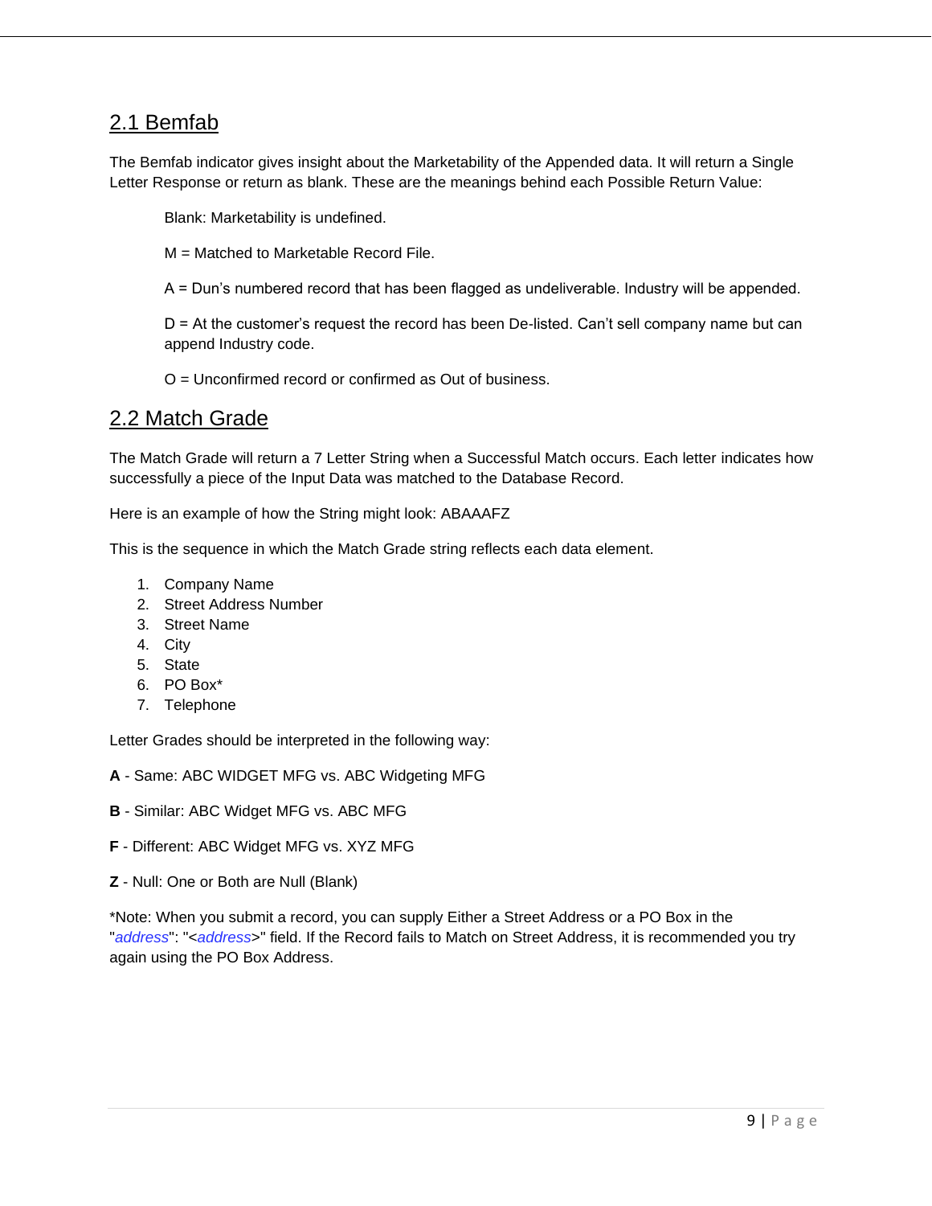## 2.1 Bemfab

The Bemfab indicator gives insight about the Marketability of the Appended data. It will return a Single Letter Response or return as blank. These are the meanings behind each Possible Return Value:

Blank: Marketability is undefined.

M = Matched to Marketable Record File.

A = Dun's numbered record that has been flagged as undeliverable. Industry will be appended.

D = At the customer's request the record has been De-listed. Can't sell company name but can append Industry code.

O = Unconfirmed record or confirmed as Out of business.

## 2.2 Match Grade

The Match Grade will return a 7 Letter String when a Successful Match occurs. Each letter indicates how successfully a piece of the Input Data was matched to the Database Record.

Here is an example of how the String might look: ABAAAFZ

This is the sequence in which the Match Grade string reflects each data element.

1. Company Name
2. Street Address Number
3. Street Name
4. City
5. State
6. PO Box*
7. Telephone

Letter Grades should be interpreted in the following way:

**A** - Same: ABC WIDGET MFG vs. ABC Widgeting MFG

**B** - Similar: ABC Widget MFG vs. ABC MFG

**F** - Different: ABC Widget MFG vs. XYZ MFG

**Z** - Null: One or Both are Null (Blank)

*Note: When you submit a record, you can supply Either a Street Address or a PO Box in the "*address*": "<*address*>" field. If the Record fails to Match on Street Address, it is recommended you try again using the PO Box Address.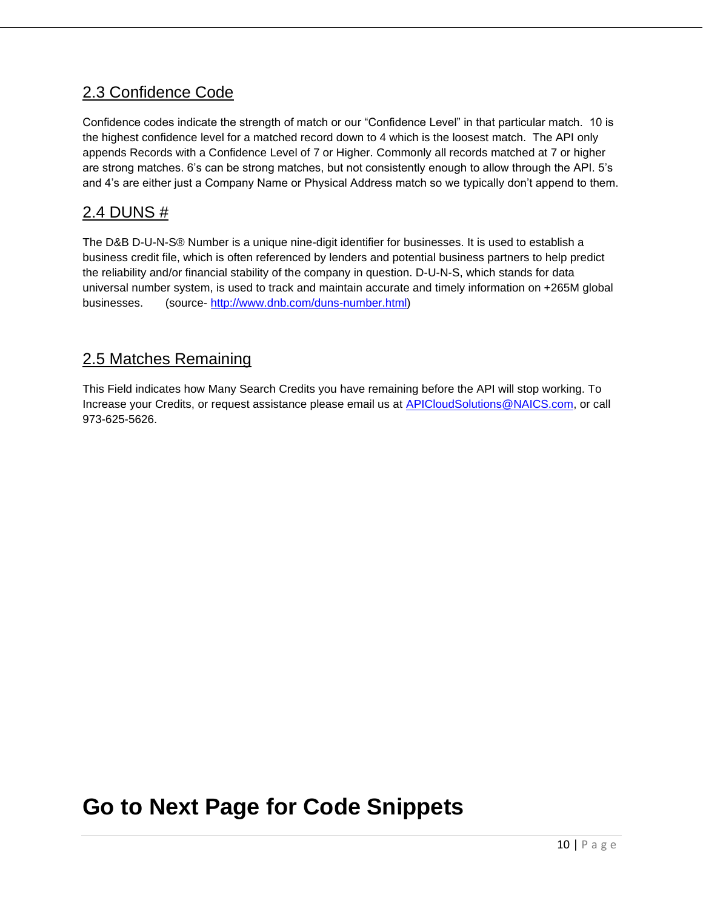## 2.3 Confidence Code

Confidence codes indicate the strength of match or our "Confidence Level" in that particular match. 10 is the highest confidence level for a matched record down to 4 which is the loosest match. The API only appends Records with a Confidence Level of 7 or Higher. Commonly all records matched at 7 or higher are strong matches. 6's can be strong matches, but not consistently enough to allow through the API. 5's and 4's are either just a Company Name or Physical Address match so we typically don't append to them.

## 2.4 DUNS #

The D&B D-U-N-S® Number is a unique nine-digit identifier for businesses. It is used to establish a business credit file, which is often referenced by lenders and potential business partners to help predict the reliability and/or financial stability of the company in question. D-U-N-S, which stands for data universal number system, is used to track and maintain accurate and timely information on +265M global businesses. (source- [http://www.dnb.com/duns-number.html](http://www.dnb.com/duns-number.html))

## 2.5 Matches Remaining

This Field indicates how Many Search Credits you have remaining before the API will stop working. To Increase your Credits, or request assistance please email us at APICloudSolutions@NAICS.com, or call 973-625-5626.

# Go to Next Page for Code Snippets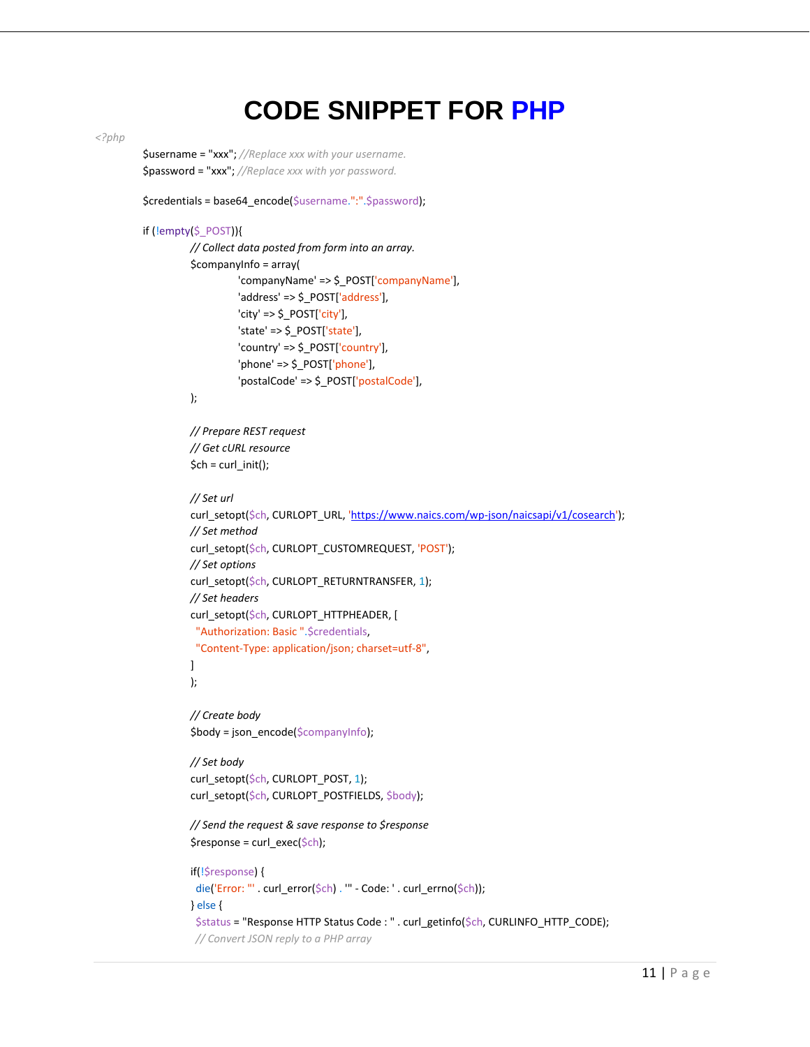# CODE SNIPPET FOR PHP

```php
<?php
        $username = "xxx"; //Replace xxx with your username.
        $password = "xxx"; //Replace xxx with yor password.

        $credentials = base64_encode($username.":".$password);

        if (!empty($_POST)){
                // Collect data posted from form into an array.
                $companyInfo = array(
                        'companyName' => $_POST['companyName'],
                        'address' => $_POST['address'],
                        'city' => $_POST['city'],
                        'state' => $_POST['state'],
                        'country' => $_POST['country'],
                        'phone' => $_POST['phone'],
                        'postalCode' => $_POST['postalCode'],
                );

                // Prepare REST request
                // Get cURL resource
                $ch = curl_init();

                // Set url
                curl_setopt($ch, CURLOPT_URL, 'https://www.naics.com/wp-json/naicsapi/v1/cosearch');
                // Set method
                curl_setopt($ch, CURLOPT_CUSTOMREQUEST, 'POST');
                // Set options
                curl_setopt($ch, CURLOPT_RETURNTRANSFER, 1);
                // Set headers
                curl_setopt($ch, CURLOPT_HTTPHEADER, [
                  "Authorization: Basic ".$credentials,
                  "Content-Type: application/json; charset=utf-8",
                ]
                );

                // Create body
                $body = json_encode($companyInfo);

                // Set body
                curl_setopt($ch, CURLOPT_POST, 1);
                curl_setopt($ch, CURLOPT_POSTFIELDS, $body);

                // Send the request & save response to $response
                $response = curl_exec($ch);

                if(!$response) {
                  die('Error: "' . curl_error($ch) . '" - Code: ' . curl_errno($ch));
                } else {
                  $status = "Response HTTP Status Code : " . curl_getinfo($ch, CURLINFO_HTTP_CODE);
                  // Convert JSON reply to a PHP array
```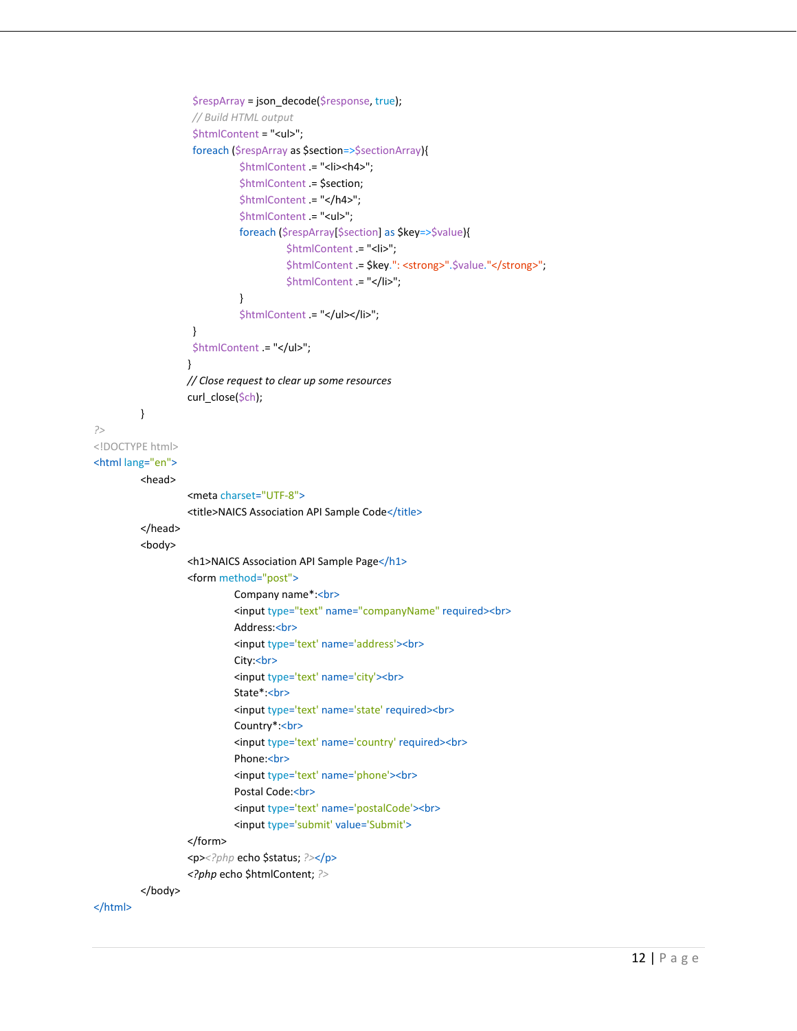```
                $respArray = json_decode($response, true);
                // Build HTML output
                $htmlContent = "<ul>";
                foreach ($respArray as $section=>$sectionArray){
                        $htmlContent .= "<li><h4>";
                        $htmlContent .= $section;
                        $htmlContent .= "</h4>";
                        $htmlContent .= "<ul>";
                        foreach ($respArray[$section] as $key=>$value){
                                $htmlContent .= "<li>";
                                $htmlContent .= $key.": <strong>".$value."</strong>";
                                $htmlContent .= "</li>";
                        }
                        $htmlContent .= "</ul></li>";
                }
                $htmlContent .= "</ul>";
            }
            // Close request to clear up some resources
            curl_close($ch);
    }
?>
<!DOCTYPE html>
<html lang="en">
    <head>
        <meta charset="UTF-8">
        <title>NAICS Association API Sample Code</title>
    </head>
    <body>
        <h1>NAICS Association API Sample Page</h1>
        <form method="post">
            Company name*:<br>
            <input type="text" name="companyName" required><br>
            Address:<br>
            <input type='text' name='address'><br>
            City:<br>
            <input type='text' name='city'><br>
            State*:<br>
            <input type='text' name='state' required><br>
            Country*:<br>
            <input type='text' name='country' required><br>
            Phone:<br>
            <input type='text' name='phone'><br>
            Postal Code:<br>
            <input type='text' name='postalCode'><br>
            <input type='submit' value='Submit'>
        </form>
        <p><?php echo $status; ?></p>
        <?php echo $htmlContent; ?>
    </body>
</html>
```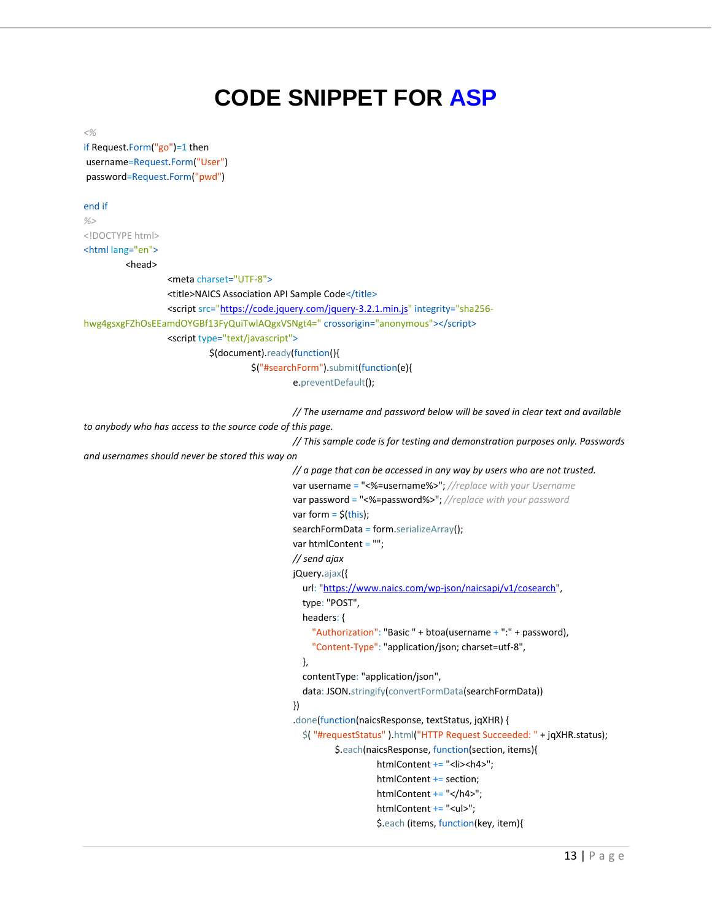# CODE SNIPPET FOR ASP

```
<%
if Request.Form("go")=1 then
 username=Request.Form("User")
 password=Request.Form("pwd")

end if
%>
<!DOCTYPE html>
<html lang="en">
	<head>
		<meta charset="UTF-8">
		<title>NAICS Association API Sample Code</title>
		<script src="https://code.jquery.com/jquery-3.2.1.min.js" integrity="sha256-hwg4gsxgFZhOsEEamdOYGBf13FyQuiTwlAQgxVSNgt4=" crossorigin="anonymous"></script>
		<script type="text/javascript">
			$(document).ready(function(){
				$("#searchForm").submit(function(e){
					e.preventDefault();

					// The username and password below will be saved in clear text and available to anybody who has access to the source code of this page.
					// This sample code is for testing and demonstration purposes only. Passwords and usernames should never be stored this way on
					// a page that can be accessed in any way by users who are not trusted.
					var username = "<%=username%>"; //replace with your Username
					var password = "<%=password%>"; //replace with your password
					var form = $(this);
					searchFormData = form.serializeArray();
					var htmlContent = "";
					// send ajax
					jQuery.ajax({
					   url: "https://www.naics.com/wp-json/naicsapi/v1/cosearch",
					   type: "POST",
					   headers: {
					      "Authorization": "Basic " + btoa(username + ":" + password),
					      "Content-Type": "application/json; charset=utf-8",
					   },
					   contentType: "application/json",
					   data: JSON.stringify(convertFormData(searchFormData))
					})
					.done(function(naicsResponse, textStatus, jqXHR) {
					   $( "#requestStatus" ).html("HTTP Request Succeeded: " + jqXHR.status);
						$.each(naicsResponse, function(section, items){
							htmlContent += "<li><h4>";
							htmlContent += section;
							htmlContent += "</h4>";
							htmlContent += "<ul>";
							$.each (items, function(key, item){
```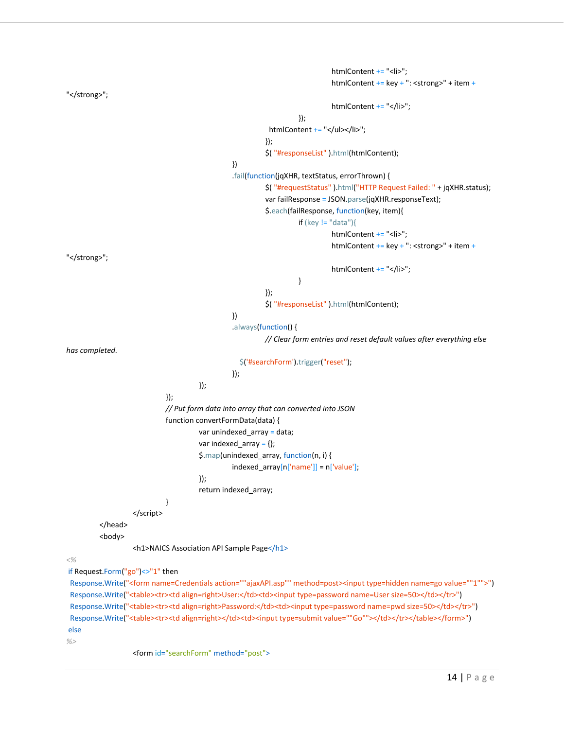```
                                                htmlContent += "<li>";
                                                htmlContent += key + ": <strong>" + item + "</strong>";
                                                htmlContent += "</li>";
                                        });
                                        htmlContent += "</ul></li>";
                                });
                                $( "#responseList" ).html(htmlContent);
                        })
                        .fail(function(jqXHR, textStatus, errorThrown) {
                                $( "#requestStatus" ).html("HTTP Request Failed: " + jqXHR.status);
                                var failResponse = JSON.parse(jqXHR.responseText);
                                $.each(failResponse, function(key, item){
                                        if (key != "data"){
                                                htmlContent += "<li>";
                                                htmlContent += key + ": <strong>" + item + "</strong>";
                                                htmlContent += "</li>";
                                        }
                                });
                                $( "#responseList" ).html(htmlContent);
                        })
                        .always(function() {
                                // Clear form entries and reset default values after everything else has completed.
                                $('#searchForm').trigger("reset");
                        });
                });
        });
        // Put form data into array that can converted into JSON
        function convertFormData(data) {
                var unindexed_array = data;
                var indexed_array = {};
                $.map(unindexed_array, function(n, i) {
                        indexed_array[n['name']] = n['value'];
                });
                return indexed_array;
        }
    </script>
</head>
<body>
    <h1>NAICS Association API Sample Page</h1>
<%
 if Request.Form("go")<>"1" then
  Response.Write("<form name=Credentials action=""ajaxAPI.asp"" method=post><input type=hidden name=go value=""1"">")
  Response.Write("<table><tr><td align=right>User:</td><td><input type=password name=User size=50></td></tr>")
  Response.Write("<table><tr><td align=right>Password:</td><td><input type=password name=pwd size=50></td></tr>")
  Response.Write("<table><tr><td align=right></td><td><input type=submit value=""Go""></td></tr></table></form>")
 else
%>
    <form id="searchForm" method="post">
```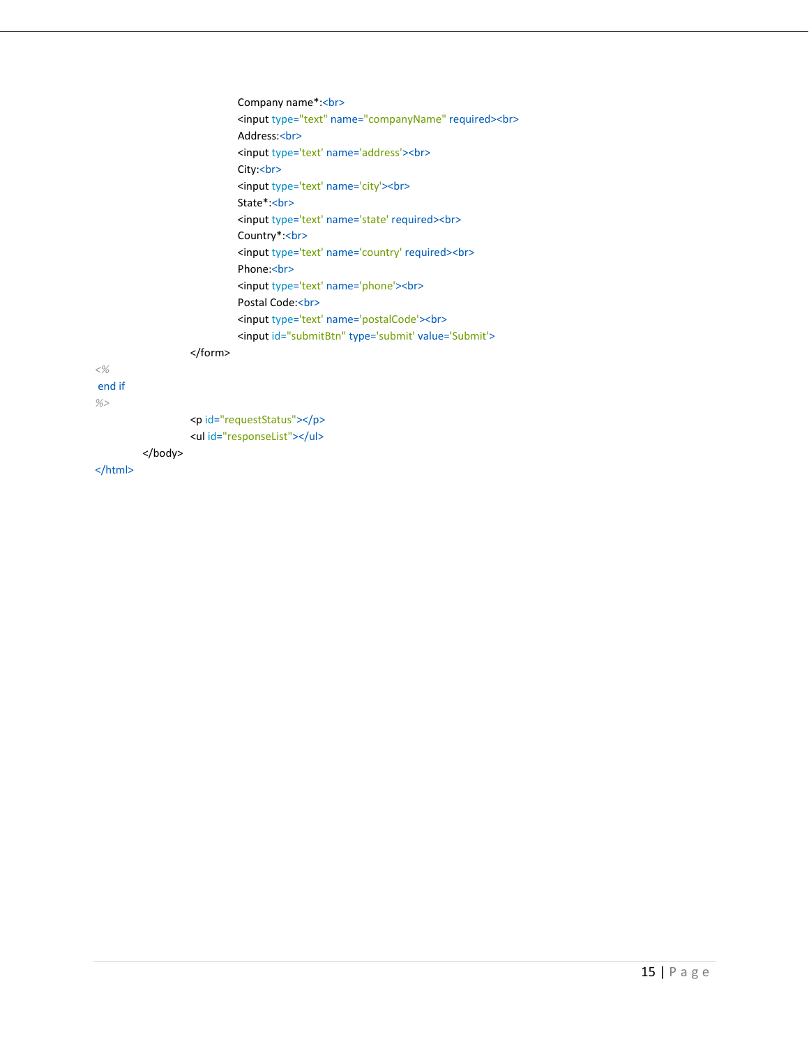```
                    Company name*:<br>
                    <input type="text" name="companyName" required><br>
                    Address:<br>
                    <input type='text' name='address'><br>
                    City:<br>
                    <input type='text' name='city'><br>
                    State*:<br>
                    <input type='text' name='state' required><br>
                    Country*:<br>
                    <input type='text' name='country' required><br>
                    Phone:<br>
                    <input type='text' name='phone'><br>
                    Postal Code:<br>
                    <input type='text' name='postalCode'><br>
                    <input id="submitBtn" type='submit' value='Submit'>
                </form>
<%
 end if
%>
                <p id="requestStatus"></p>
                <ul id="responseList"></ul>
        </body>
</html>
```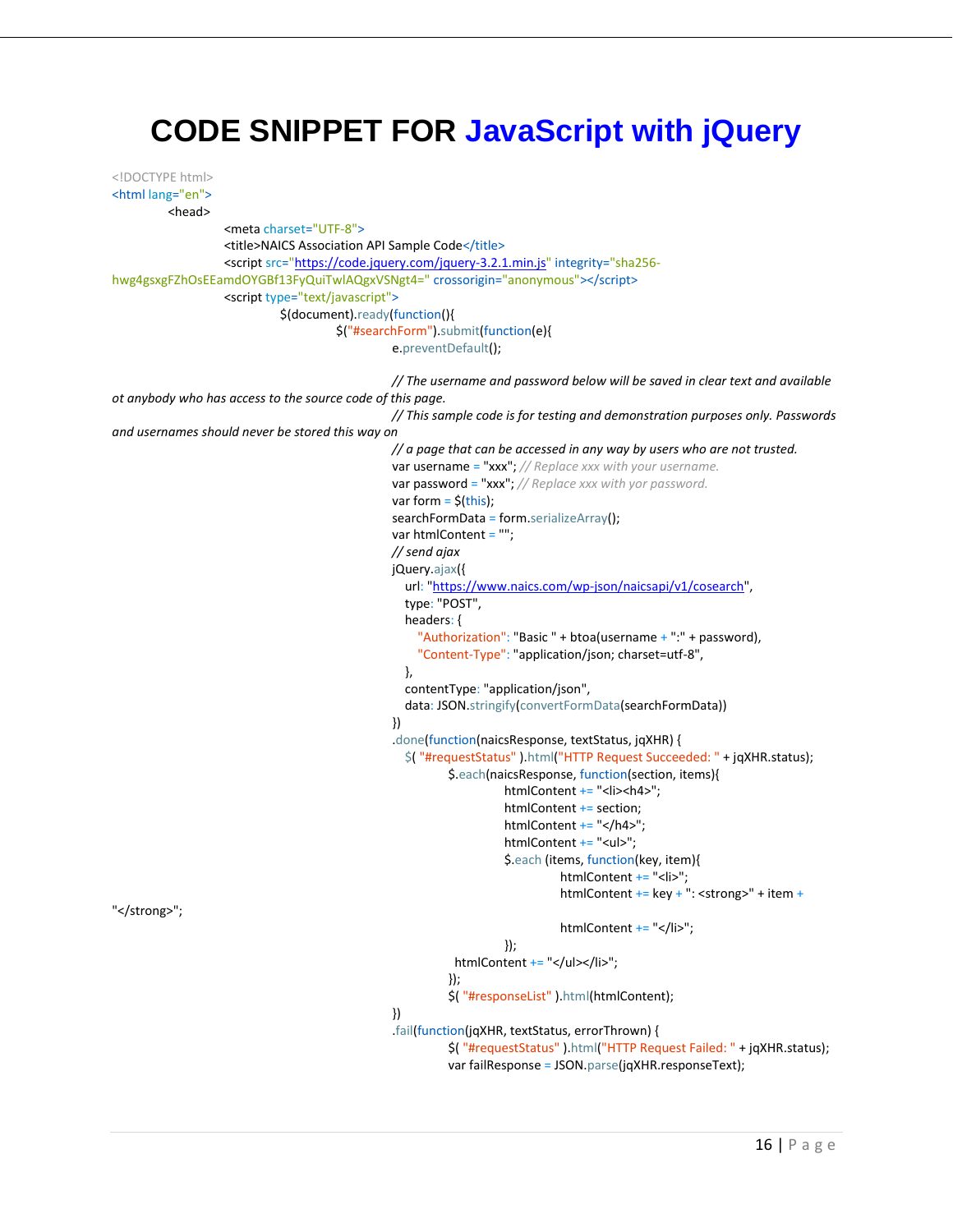# CODE SNIPPET FOR JavaScript with jQuery

```
<!DOCTYPE html>
<html lang="en">
    <head>
        <meta charset="UTF-8">
        <title>NAICS Association API Sample Code</title>
        <script src="https://code.jquery.com/jquery-3.2.1.min.js" integrity="sha256-hwg4gsxgFZhOsEEamdOYGBf13FyQuiTwlAQgxVSNgt4=" crossorigin="anonymous"></script>
        <script type="text/javascript">
            $(document).ready(function(){
                $("#searchForm").submit(function(e){
                    e.preventDefault();

                    // The username and password below will be saved in clear text and available ot anybody who has access to the source code of this page.
                    // This sample code is for testing and demonstration purposes only. Passwords and usernames should never be stored this way on
                    // a page that can be accessed in any way by users who are not trusted.
                    var username = "xxx"; // Replace xxx with your username.
                    var password = "xxx"; // Replace xxx with yor password.
                    var form = $(this);
                    searchFormData = form.serializeArray();
                    var htmlContent = "";
                    // send ajax
                    jQuery.ajax({
                      url: "https://www.naics.com/wp-json/naicsapi/v1/cosearch",
                      type: "POST",
                      headers: {
                        "Authorization": "Basic " + btoa(username + ":" + password),
                        "Content-Type": "application/json; charset=utf-8",
                      },
                      contentType: "application/json",
                      data: JSON.stringify(convertFormData(searchFormData))
                    })
                    .done(function(naicsResponse, textStatus, jqXHR) {
                      $( "#requestStatus" ).html("HTTP Request Succeeded: " + jqXHR.status);
                        $.each(naicsResponse, function(section, items){
                            htmlContent += "<li><h4>";
                            htmlContent += section;
                            htmlContent += "</h4>";
                            htmlContent += "<ul>";
                            $.each (items, function(key, item){
                                htmlContent += "<li>";
                                htmlContent += key + ": <strong>" + item + "</strong>";

                                htmlContent += "</li>";
                            });
                         htmlContent += "</ul></li>";
                        });
                        $( "#responseList" ).html(htmlContent);
                    })
                    .fail(function(jqXHR, textStatus, errorThrown) {
                        $( "#requestStatus" ).html("HTTP Request Failed: " + jqXHR.status);
                        var failResponse = JSON.parse(jqXHR.responseText);
```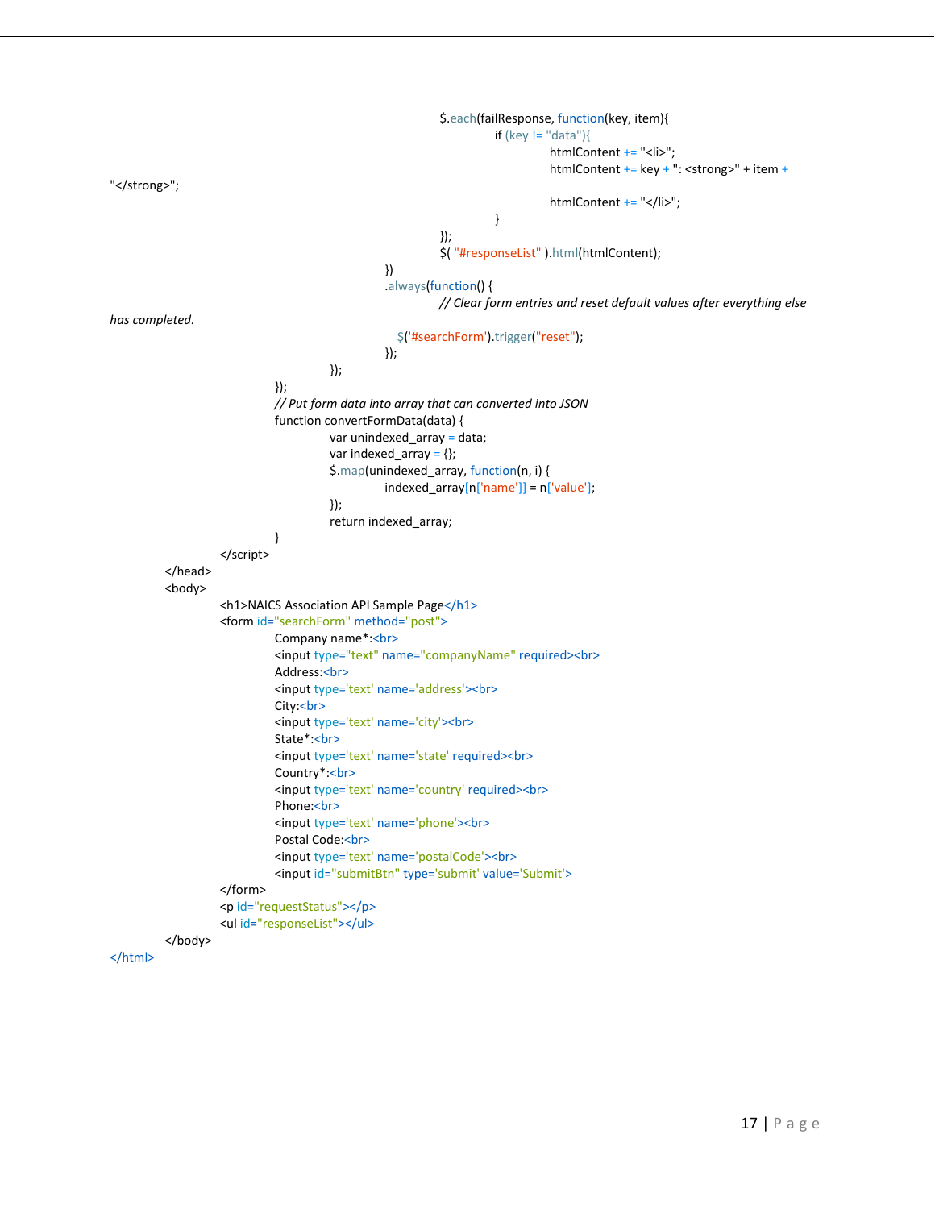```
                                                $.each(failResponse, function(key, item){
                                                        if (key != "data"){
                                                                htmlContent += "<li>";
                                                                htmlContent += key + ": <strong>" + item +
"</strong>";
                                                                htmlContent += "</li>";
                                                        }
                                                });
                                                $( "#responseList" ).html(htmlContent);
                                        })
                                        .always(function() {
                                                // Clear form entries and reset default values after everything else
has completed.
                                          $('#searchForm').trigger("reset");
                                        });
                                });
                        });
                        // Put form data into array that can converted into JSON
                        function convertFormData(data) {
                                var unindexed_array = data;
                                var indexed_array = {};
                                $.map(unindexed_array, function(n, i) {
                                        indexed_array[n['name']] = n['value'];
                                });
                                return indexed_array;
                        }
                </script>
        </head>
        <body>
                <h1>NAICS Association API Sample Page</h1>
                <form id="searchForm" method="post">
                        Company name*:<br>
                        <input type="text" name="companyName" required><br>
                        Address:<br>
                        <input type='text' name='address'><br>
                        City:<br>
                        <input type='text' name='city'><br>
                        State*:<br>
                        <input type='text' name='state' required><br>
                        Country*:<br>
                        <input type='text' name='country' required><br>
                        Phone:<br>
                        <input type='text' name='phone'><br>
                        Postal Code:<br>
                        <input type='text' name='postalCode'><br>
                        <input id="submitBtn" type='submit' value='Submit'>
                </form>
                <p id="requestStatus"></p>
                <ul id="responseList"></ul>
        </body>
</html>
```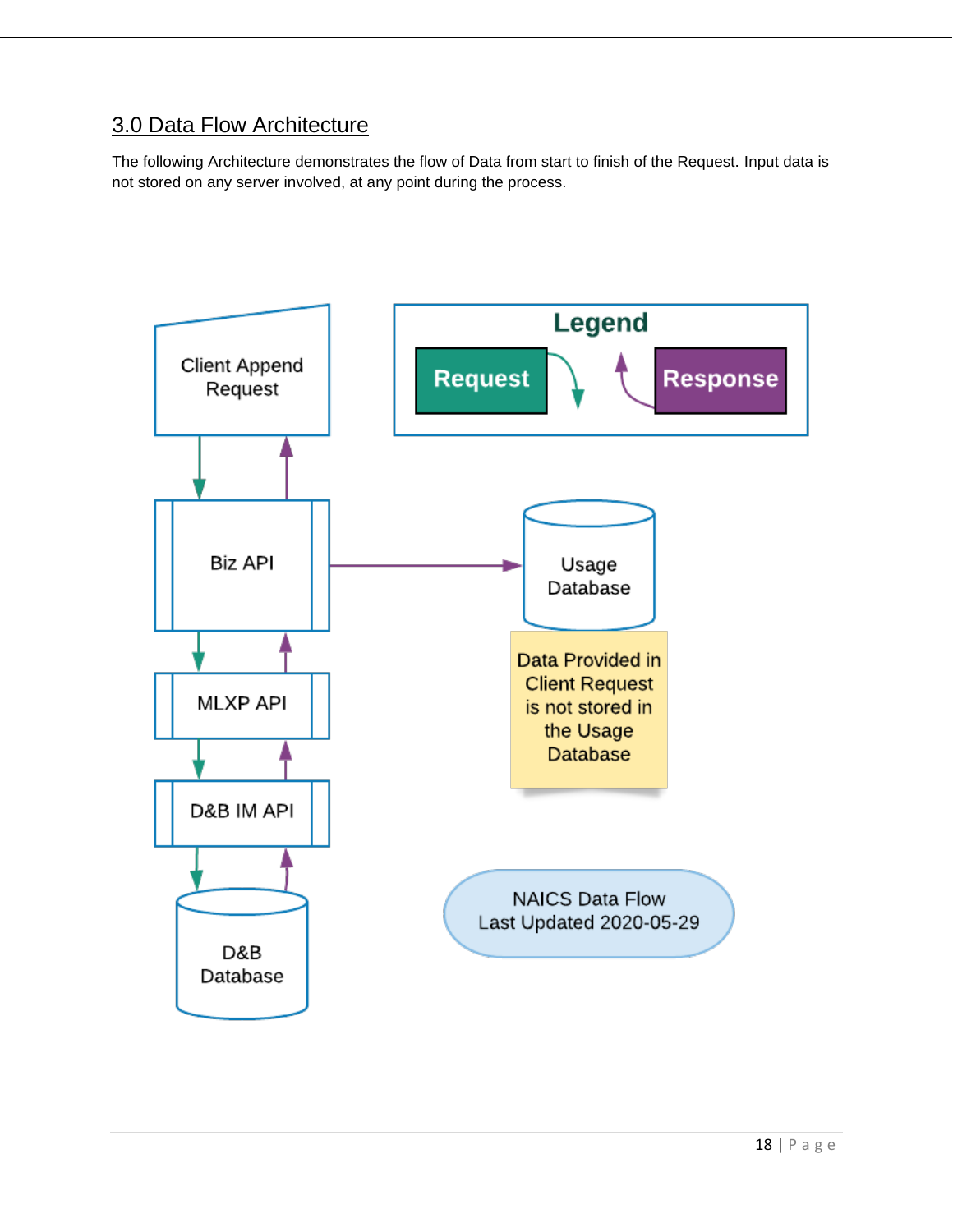## 3.0 Data Flow Architecture

The following Architecture demonstrates the flow of Data from start to finish of the Request. Input data is not stored on any server involved, at any point during the process.

Client Append Request

Biz API

MLXP API

D&B IM API

D&B Database

Legend

Request

Response

Usage Database

Data Provided in Client Request is not stored in the Usage Database

NAICS Data Flow
Last Updated 2020-05-29